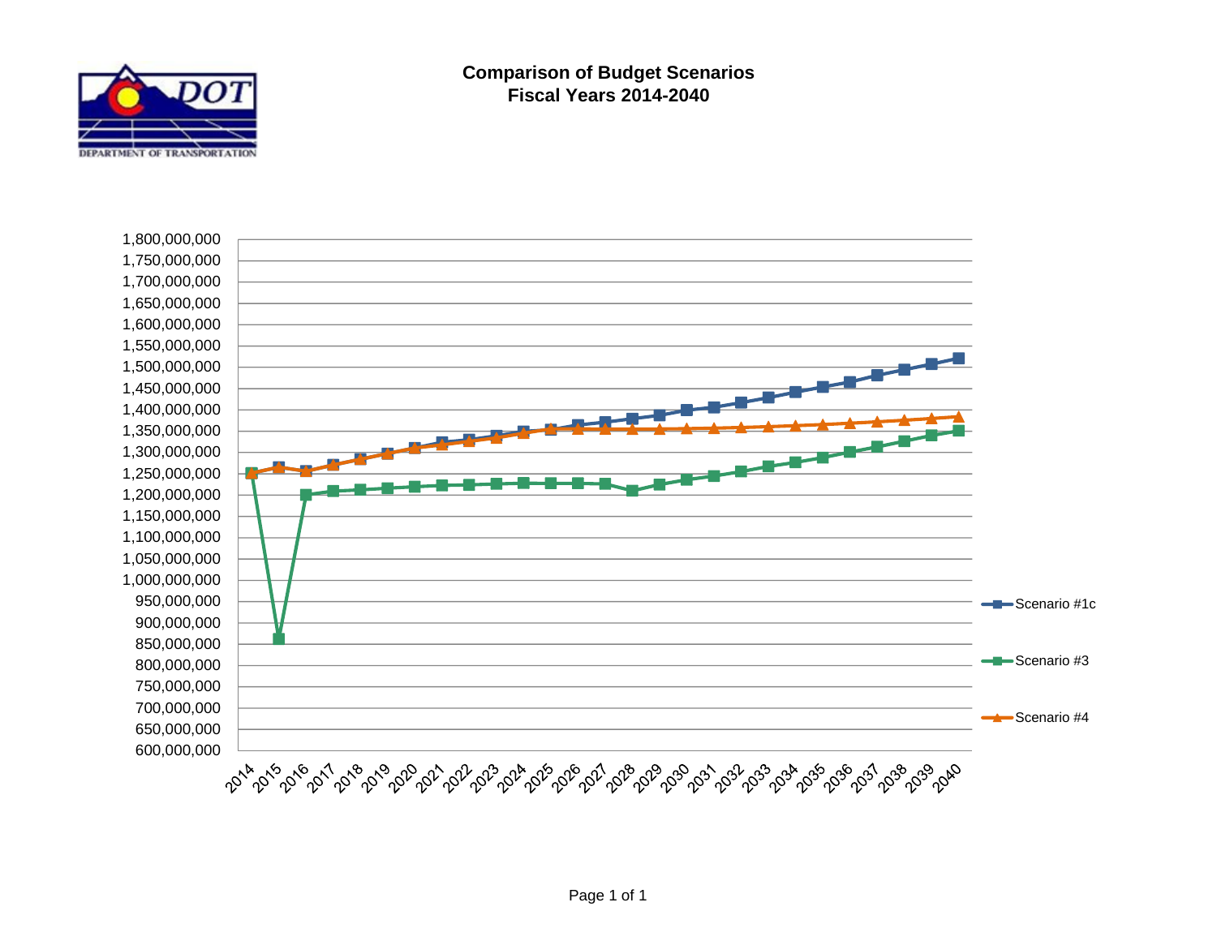# Comparison of Budget Scenarios
## Fiscal Years 2014-2040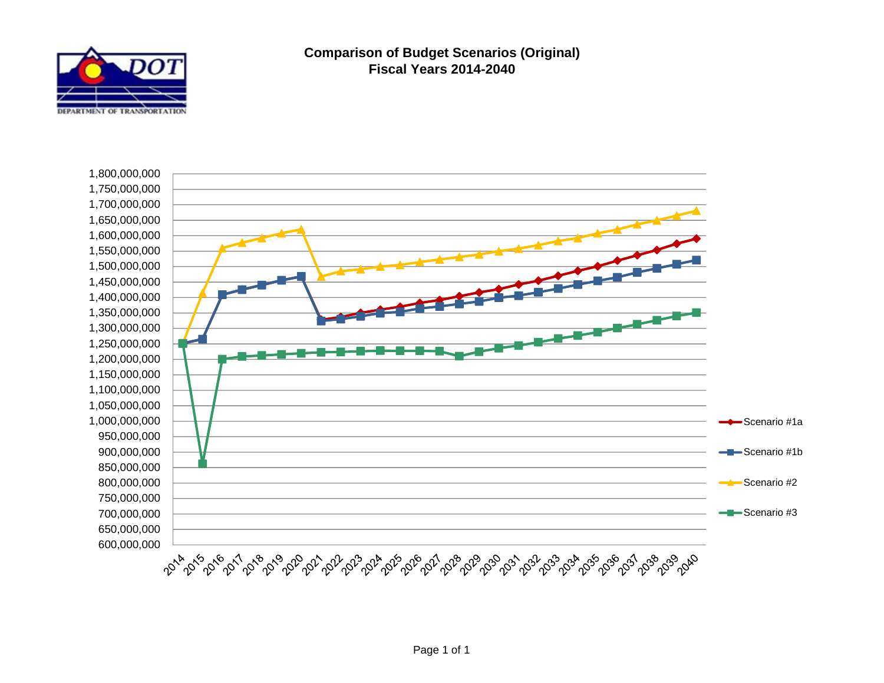# Comparison of Budget Scenarios (Original)
## Fiscal Years 2014-2040

Y-axis: 600,000,000 to 1,800,000,000 (increments of 50,000,000)

X-axis: 2014, 2015, 2016, 2017, 2018, 2019, 2020, 2021, 2022, 2023, 2024, 2025, 2026, 2027, 2028, 2029, 2030, 2031, 2032, 2033, 2034, 2035, 2036, 2037, 2038, 2039, 2040

Legend:
- Scenario #1a
- Scenario #1b
- Scenario #2
- Scenario #3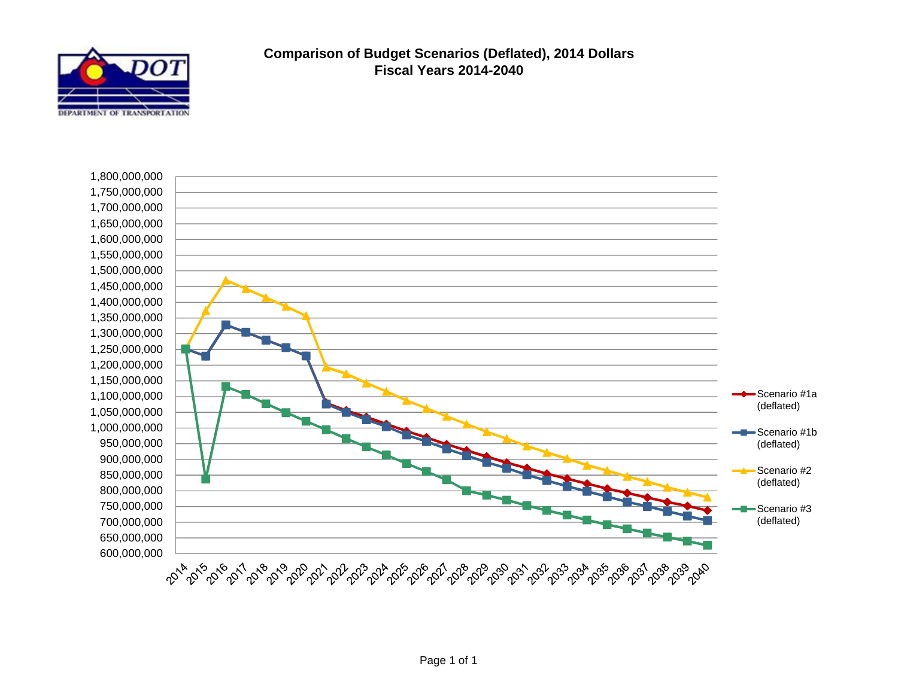# Comparison of Budget Scenarios (Deflated), 2014 Dollars
## Fiscal Years 2014-2040

1,800,000,000
1,750,000,000
1,700,000,000
1,650,000,000
1,600,000,000
1,550,000,000
1,500,000,000
1,450,000,000
1,400,000,000
1,350,000,000
1,300,000,000
1,250,000,000
1,200,000,000
1,150,000,000
1,100,000,000
1,050,000,000
1,000,000,000
950,000,000
900,000,000
850,000,000
800,000,000
750,000,000
700,000,000
650,000,000
600,000,000

2014 2015 2016 2017 2018 2019 2020 2021 2022 2023 2024 2025 2026 2027 2028 2029 2030 2031 2032 2033 2034 2035 2036 2037 2038 2039 2040

- Scenario #1a (deflated)
- Scenario #1b (deflated)
- Scenario #2 (deflated)
- Scenario #3 (deflated)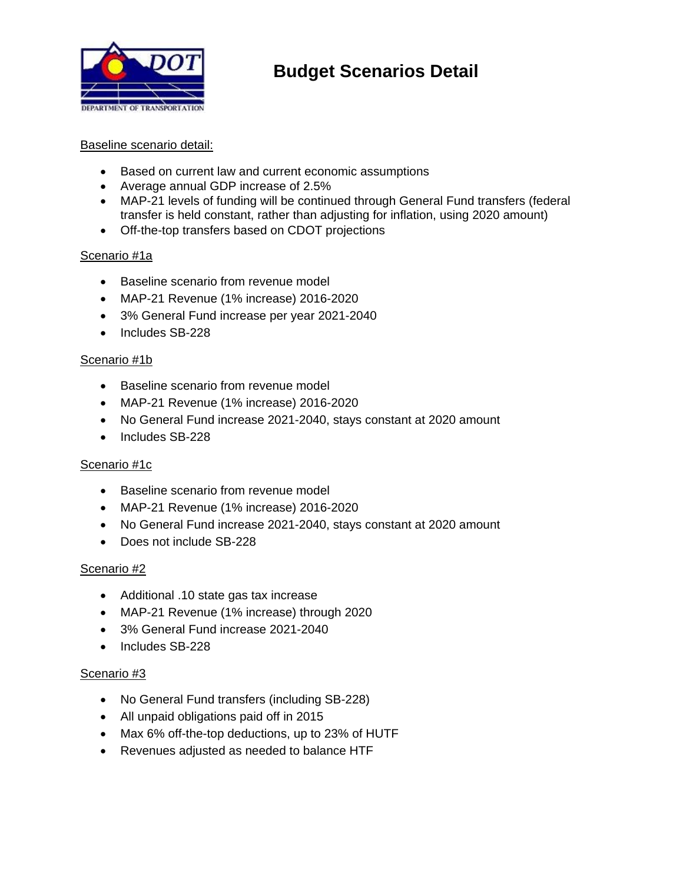# Budget Scenarios Detail

Baseline scenario detail:

- Based on current law and current economic assumptions
- Average annual GDP increase of 2.5%
- MAP-21 levels of funding will be continued through General Fund transfers (federal transfer is held constant, rather than adjusting for inflation, using 2020 amount)
- Off-the-top transfers based on CDOT projections

Scenario #1a

- Baseline scenario from revenue model
- MAP-21 Revenue (1% increase) 2016-2020
- 3% General Fund increase per year 2021-2040
- Includes SB-228

Scenario #1b

- Baseline scenario from revenue model
- MAP-21 Revenue (1% increase) 2016-2020
- No General Fund increase 2021-2040, stays constant at 2020 amount
- Includes SB-228

Scenario #1c

- Baseline scenario from revenue model
- MAP-21 Revenue (1% increase) 2016-2020
- No General Fund increase 2021-2040, stays constant at 2020 amount
- Does not include SB-228

Scenario #2

- Additional .10 state gas tax increase
- MAP-21 Revenue (1% increase) through 2020
- 3% General Fund increase 2021-2040
- Includes SB-228

Scenario #3

- No General Fund transfers (including SB-228)
- All unpaid obligations paid off in 2015
- Max 6% off-the-top deductions, up to 23% of HUTF
- Revenues adjusted as needed to balance HTF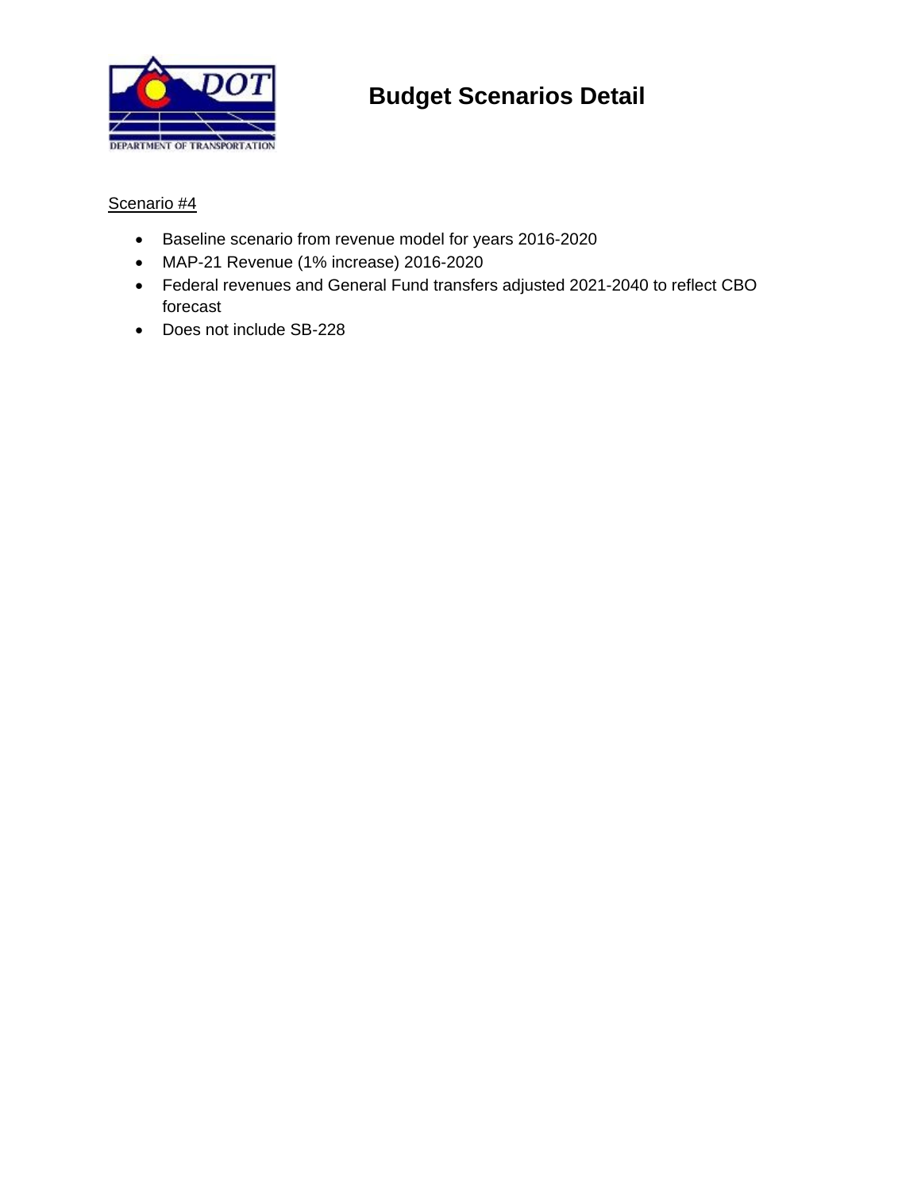# Budget Scenarios Detail

Scenario #4

- Baseline scenario from revenue model for years 2016-2020
- MAP-21 Revenue (1% increase) 2016-2020
- Federal revenues and General Fund transfers adjusted 2021-2040 to reflect CBO forecast
- Does not include SB-228